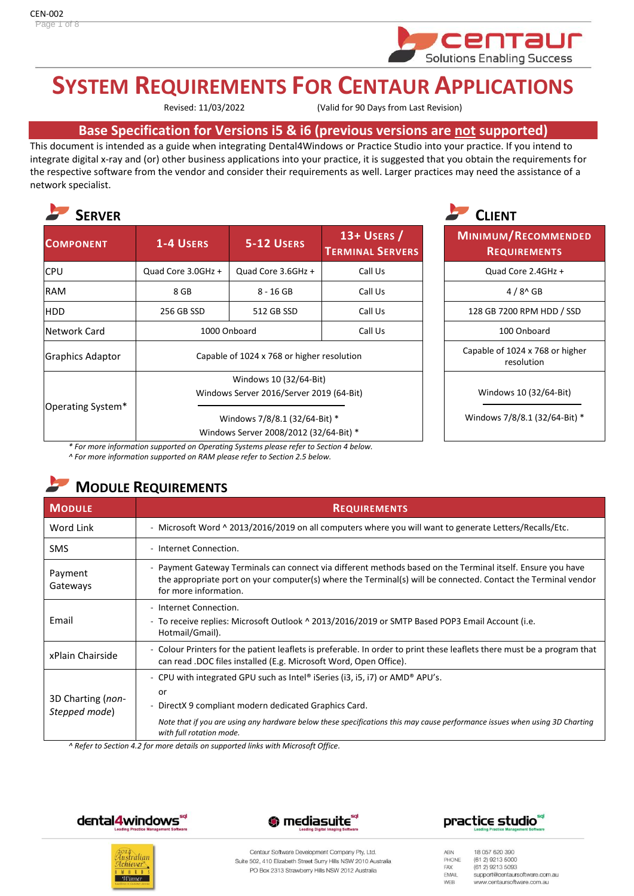# System Requirements For Centaur Applications

Revised: 11/03/2022 (Valid for 90 Days from Last Revision)

## Base Specification for Versions i5 & i6 (previous versions are not supported)

This document is intended as a guide when integrating Dental4Windows or Practice Studio into your practice. If you intend to integrate digital x-ray and (or) other business applications into your practice, it is suggested that you obtain the requirements for the respective software from the vendor and consider their requirements as well. Larger practices may need the assistance of a network specialist.

### Server

| Component | 1-4 Users | 5-12 Users | 13+ Users / Terminal Servers |
|---|---|---|---|
| CPU | Quad Core 3.0GHz + | Quad Core 3.6GHz + | Call Us |
| RAM | 8 GB | 8 - 16 GB | Call Us |
| HDD | 256 GB SSD | 512 GB SSD | Call Us |
| Network Card | 1000 Onboard | | Call Us |
| Graphics Adaptor | Capable of 1024 x 768 or higher resolution | | |
| Operating System* | Windows 10 (32/64-Bit)<br>Windows Server 2016/Server 2019 (64-Bit)<br>———<br>Windows 7/8/8.1 (32/64-Bit) *<br>Windows Server 2008/2012 (32/64-Bit) * | | |

### Client

| Minimum/Recommended Requirements |
|---|
| Quad Core 2.4GHz + |
| 4 / 8^ GB |
| 128 GB 7200 RPM HDD / SSD |
| 100 Onboard |
| Capable of 1024 x 768 or higher resolution |
| Windows 10 (32/64-Bit)<br>———<br>Windows 7/8/8.1 (32/64-Bit) * |

*\* For more information supported on Operating Systems please refer to Section 4 below.*
*^ For more information supported on RAM please refer to Section 2.5 below.*

### Module Requirements

| Module | Requirements |
|---|---|
| Word Link | - Microsoft Word ^ 2013/2016/2019 on all computers where you will want to generate Letters/Recalls/Etc. |
| SMS | - Internet Connection. |
| Payment Gateways | - Payment Gateway Terminals can connect via different methods based on the Terminal itself. Ensure you have the appropriate port on your computer(s) where the Terminal(s) will be connected. Contact the Terminal vendor for more information. |
| Email | - Internet Connection.<br>- To receive replies: Microsoft Outlook ^ 2013/2016/2019 or SMTP Based POP3 Email Account (i.e. Hotmail/Gmail). |
| xPlain Chairside | - Colour Printers for the patient leaflets is preferable. In order to print these leaflets there must be a program that can read .DOC files installed (E.g. Microsoft Word, Open Office). |
| 3D Charting (*non-Stepped mode*) | - CPU with integrated GPU such as Intel® iSeries (i3, i5, i7) or AMD® APU's.<br>or<br>- DirectX 9 compliant modern dedicated Graphics Card.<br>*Note that if you are using any hardware below these specifications this may cause performance issues when using 3D Charting with full rotation mode.* |

*^ Refer to Section 4.2 for more details on supported links with Microsoft Office.*

Centaur Software Development Company Pty. Ltd.
Suite 502, 410 Elizabeth Street Surry Hills NSW 2010 Australia
PO Box 2313 Strawberry Hills NSW 2012 Australia

ABN 18 057 620 390
PHONE (61 2) 9213 5000
FAX (61 2) 9213 5093
EMAIL support@centaursoftware.com.au
WEB www.centaursoftware.com.au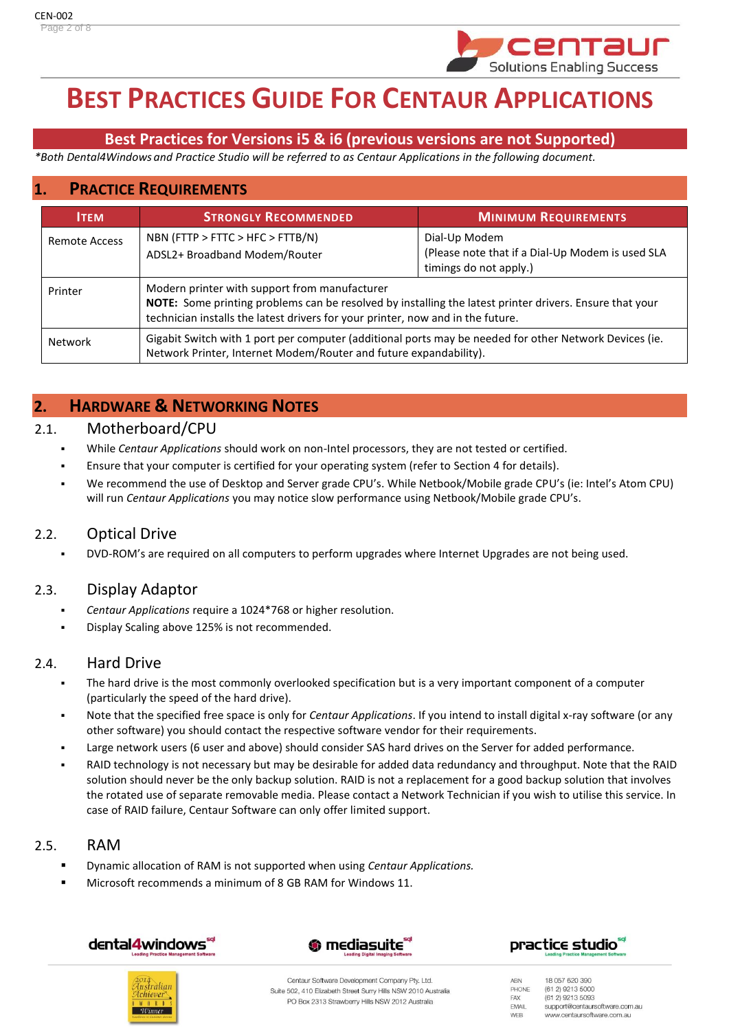# Best Practices Guide For Centaur Applications

## Best Practices for Versions i5 & i6 (previous versions are not Supported)

*\*Both Dental4Windows and Practice Studio will be referred to as Centaur Applications in the following document.*

## 1. Practice Requirements

| Item | Strongly Recommended | Minimum Requirements |
|---|---|---|
| Remote Access | NBN (FTTP > FTTC > HFC > FTTB/N)<br>ADSL2+ Broadband Modem/Router | Dial-Up Modem<br>(Please note that if a Dial-Up Modem is used SLA timings do not apply.) |
| Printer | Modern printer with support from manufacturer<br>**NOTE:** Some printing problems can be resolved by installing the latest printer drivers. Ensure that your technician installs the latest drivers for your printer, now and in the future. | |
| Network | Gigabit Switch with 1 port per computer (additional ports may be needed for other Network Devices (ie. Network Printer, Internet Modem/Router and future expandability). | |

## 2. Hardware & Networking Notes

### 2.1. Motherboard/CPU

- While *Centaur Applications* should work on non-Intel processors, they are not tested or certified.
- Ensure that your computer is certified for your operating system (refer to Section 4 for details).
- We recommend the use of Desktop and Server grade CPU's. While Netbook/Mobile grade CPU's (ie: Intel's Atom CPU) will run *Centaur Applications* you may notice slow performance using Netbook/Mobile grade CPU's.

### 2.2. Optical Drive

- DVD-ROM's are required on all computers to perform upgrades where Internet Upgrades are not being used.

### 2.3. Display Adaptor

- *Centaur Applications* require a 1024*768 or higher resolution.
- Display Scaling above 125% is not recommended.

### 2.4. Hard Drive

- The hard drive is the most commonly overlooked specification but is a very important component of a computer (particularly the speed of the hard drive).
- Note that the specified free space is only for *Centaur Applications*. If you intend to install digital x-ray software (or any other software) you should contact the respective software vendor for their requirements.
- Large network users (6 user and above) should consider SAS hard drives on the Server for added performance.
- RAID technology is not necessary but may be desirable for added data redundancy and throughput. Note that the RAID solution should never be the only backup solution. RAID is not a replacement for a good backup solution that involves the rotated use of separate removable media. Please contact a Network Technician if you wish to utilise this service. In case of RAID failure, Centaur Software can only offer limited support.

### 2.5. RAM

- Dynamic allocation of RAM is not supported when using *Centaur Applications.*
- Microsoft recommends a minimum of 8 GB RAM for Windows 11.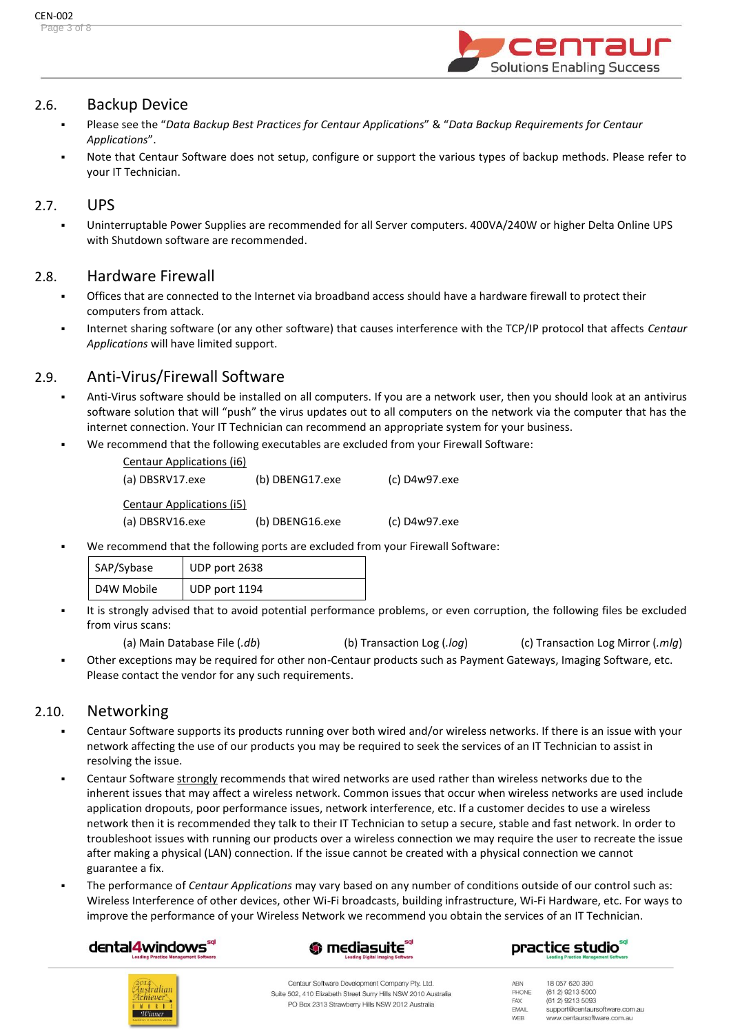## 2.6. Backup Device

- Please see the "*Data Backup Best Practices for Centaur Applications*" & "*Data Backup Requirements for Centaur Applications*".
- Note that Centaur Software does not setup, configure or support the various types of backup methods. Please refer to your IT Technician.

## 2.7. UPS

- Uninterruptable Power Supplies are recommended for all Server computers. 400VA/240W or higher Delta Online UPS with Shutdown software are recommended.

## 2.8. Hardware Firewall

- Offices that are connected to the Internet via broadband access should have a hardware firewall to protect their computers from attack.
- Internet sharing software (or any other software) that causes interference with the TCP/IP protocol that affects *Centaur Applications* will have limited support.

## 2.9. Anti-Virus/Firewall Software

- Anti-Virus software should be installed on all computers. If you are a network user, then you should look at an antivirus software solution that will "push" the virus updates out to all computers on the network via the computer that has the internet connection. Your IT Technician can recommend an appropriate system for your business.
- We recommend that the following executables are excluded from your Firewall Software:

  <u>Centaur Applications (i6)</u>

  (a) DBSRV17.exe (b) DBENG17.exe (c) D4w97.exe

  <u>Centaur Applications (i5)</u>

  (a) DBSRV16.exe (b) DBENG16.exe (c) D4w97.exe

- We recommend that the following ports are excluded from your Firewall Software:

| SAP/Sybase | UDP port 2638 |
|---|---|
| D4W Mobile | UDP port 1194 |

- It is strongly advised that to avoid potential performance problems, or even corruption, the following files be excluded from virus scans:

  (a) Main Database File (*.db*) (b) Transaction Log (*.log*) (c) Transaction Log Mirror (*.mlg*)

- Other exceptions may be required for other non-Centaur products such as Payment Gateways, Imaging Software, etc. Please contact the vendor for any such requirements.

## 2.10. Networking

- Centaur Software supports its products running over both wired and/or wireless networks. If there is an issue with your network affecting the use of our products you may be required to seek the services of an IT Technician to assist in resolving the issue.
- Centaur Software <u>strongly</u> recommends that wired networks are used rather than wireless networks due to the inherent issues that may affect a wireless network. Common issues that occur when wireless networks are used include application dropouts, poor performance issues, network interference, etc. If a customer decides to use a wireless network then it is recommended they talk to their IT Technician to setup a secure, stable and fast network. In order to troubleshoot issues with running our products over a wireless connection we may require the user to recreate the issue after making a physical (LAN) connection. If the issue cannot be created with a physical connection we cannot guarantee a fix.
- The performance of *Centaur Applications* may vary based on any number of conditions outside of our control such as: Wireless Interference of other devices, other Wi-Fi broadcasts, building infrastructure, Wi-Fi Hardware, etc. For ways to improve the performance of your Wireless Network we recommend you obtain the services of an IT Technician.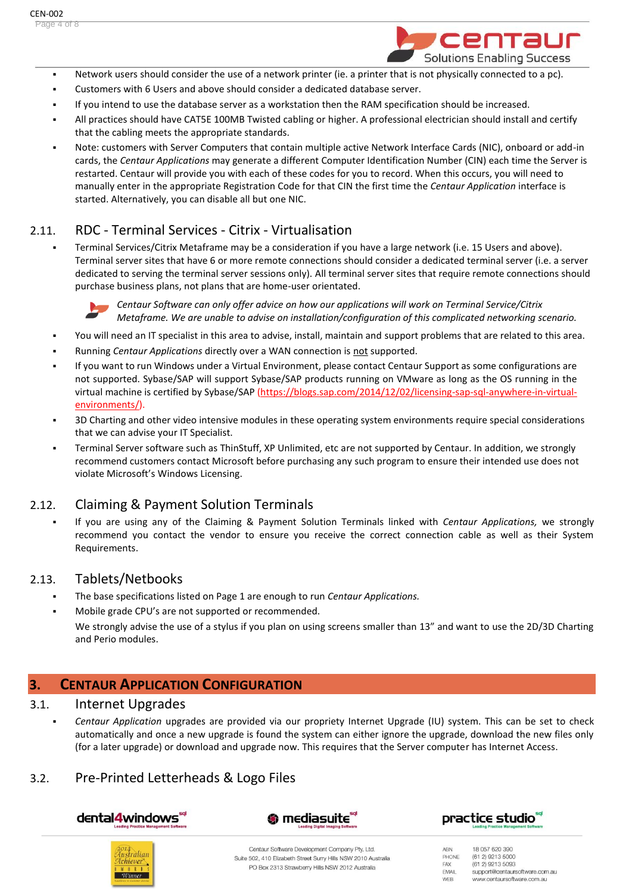- Network users should consider the use of a network printer (ie. a printer that is not physically connected to a pc).
- Customers with 6 Users and above should consider a dedicated database server.
- If you intend to use the database server as a workstation then the RAM specification should be increased.
- All practices should have CAT5E 100MB Twisted cabling or higher. A professional electrician should install and certify that the cabling meets the appropriate standards.
- Note: customers with Server Computers that contain multiple active Network Interface Cards (NIC), onboard or add-in cards, the *Centaur Applications* may generate a different Computer Identification Number (CIN) each time the Server is restarted. Centaur will provide you with each of these codes for you to record. When this occurs, you will need to manually enter in the appropriate Registration Code for that CIN the first time the *Centaur Application* interface is started. Alternatively, you can disable all but one NIC.

### 2.11. RDC - Terminal Services - Citrix - Virtualisation

- Terminal Services/Citrix Metaframe may be a consideration if you have a large network (i.e. 15 Users and above). Terminal server sites that have 6 or more remote connections should consider a dedicated terminal server (i.e. a server dedicated to serving the terminal server sessions only). All terminal server sites that require remote connections should purchase business plans, not plans that are home-user orientated.

*Centaur Software can only offer advice on how our applications will work on Terminal Service/Citrix Metaframe. We are unable to advise on installation/configuration of this complicated networking scenario.*

- You will need an IT specialist in this area to advise, install, maintain and support problems that are related to this area.
- Running *Centaur Applications* directly over a WAN connection is not supported.
- If you want to run Windows under a Virtual Environment, please contact Centaur Support as some configurations are not supported. Sybase/SAP will support Sybase/SAP products running on VMware as long as the OS running in the virtual machine is certified by Sybase/SAP (https://blogs.sap.com/2014/12/02/licensing-sap-sql-anywhere-in-virtual-environments/).
- 3D Charting and other video intensive modules in these operating system environments require special considerations that we can advise your IT Specialist.
- Terminal Server software such as ThinStuff, XP Unlimited, etc are not supported by Centaur. In addition, we strongly recommend customers contact Microsoft before purchasing any such program to ensure their intended use does not violate Microsoft's Windows Licensing.

### 2.12. Claiming & Payment Solution Terminals

- If you are using any of the Claiming & Payment Solution Terminals linked with *Centaur Applications,* we strongly recommend you contact the vendor to ensure you receive the correct connection cable as well as their System Requirements.

### 2.13. Tablets/Netbooks

- The base specifications listed on Page 1 are enough to run *Centaur Applications.*
- Mobile grade CPU's are not supported or recommended.

  We strongly advise the use of a stylus if you plan on using screens smaller than 13" and want to use the 2D/3D Charting and Perio modules.

## 3. CENTAUR APPLICATION CONFIGURATION

### 3.1. Internet Upgrades

- *Centaur Application* upgrades are provided via our propriety Internet Upgrade (IU) system. This can be set to check automatically and once a new upgrade is found the system can either ignore the upgrade, download the new files only (for a later upgrade) or download and upgrade now. This requires that the Server computer has Internet Access.

### 3.2. Pre-Printed Letterheads & Logo Files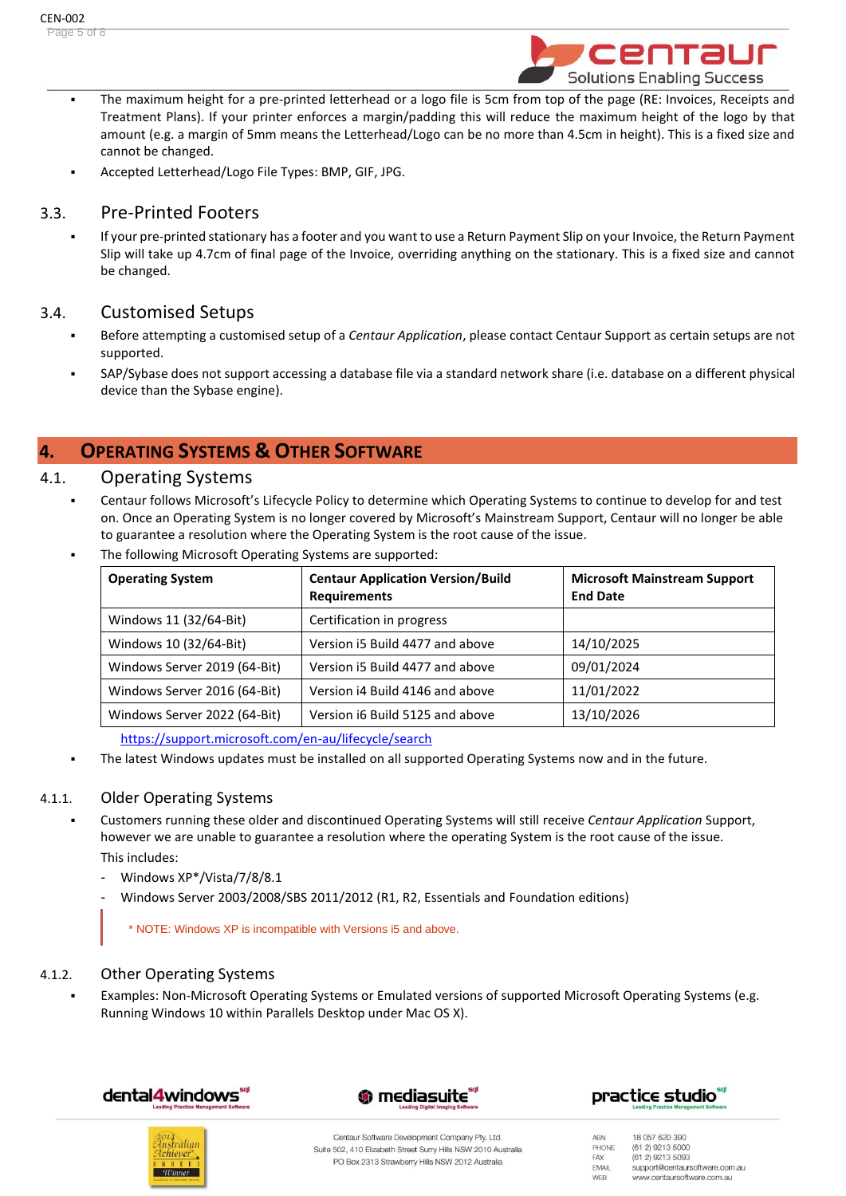- The maximum height for a pre-printed letterhead or a logo file is 5cm from top of the page (RE: Invoices, Receipts and Treatment Plans). If your printer enforces a margin/padding this will reduce the maximum height of the logo by that amount (e.g. a margin of 5mm means the Letterhead/Logo can be no more than 4.5cm in height). This is a fixed size and cannot be changed.
- Accepted Letterhead/Logo File Types: BMP, GIF, JPG.

### 3.3. Pre-Printed Footers

- If your pre-printed stationary has a footer and you want to use a Return Payment Slip on your Invoice, the Return Payment Slip will take up 4.7cm of final page of the Invoice, overriding anything on the stationary. This is a fixed size and cannot be changed.

### 3.4. Customised Setups

- Before attempting a customised setup of a *Centaur Application*, please contact Centaur Support as certain setups are not supported.
- SAP/Sybase does not support accessing a database file via a standard network share (i.e. database on a different physical device than the Sybase engine).

## 4. Operating Systems & Other Software

### 4.1. Operating Systems

- Centaur follows Microsoft's Lifecycle Policy to determine which Operating Systems to continue to develop for and test on. Once an Operating System is no longer covered by Microsoft's Mainstream Support, Centaur will no longer be able to guarantee a resolution where the Operating System is the root cause of the issue.
- The following Microsoft Operating Systems are supported:

| Operating System | Centaur Application Version/Build Requirements | Microsoft Mainstream Support End Date |
|---|---|---|
| Windows 11 (32/64-Bit) | Certification in progress | |
| Windows 10 (32/64-Bit) | Version i5 Build 4477 and above | 14/10/2025 |
| Windows Server 2019 (64-Bit) | Version i5 Build 4477 and above | 09/01/2024 |
| Windows Server 2016 (64-Bit) | Version i4 Build 4146 and above | 11/01/2022 |
| Windows Server 2022 (64-Bit) | Version i6 Build 5125 and above | 13/10/2026 |

https://support.microsoft.com/en-au/lifecycle/search

- The latest Windows updates must be installed on all supported Operating Systems now and in the future.

#### 4.1.1. Older Operating Systems

- Customers running these older and discontinued Operating Systems will still receive *Centaur Application* Support, however we are unable to guarantee a resolution where the operating System is the root cause of the issue.
  This includes:
  - Windows XP*/Vista/7/8/8.1
  - Windows Server 2003/2008/SBS 2011/2012 (R1, R2, Essentials and Foundation editions)

> * NOTE: Windows XP is incompatible with Versions i5 and above.

#### 4.1.2. Other Operating Systems

- Examples: Non-Microsoft Operating Systems or Emulated versions of supported Microsoft Operating Systems (e.g. Running Windows 10 within Parallels Desktop under Mac OS X).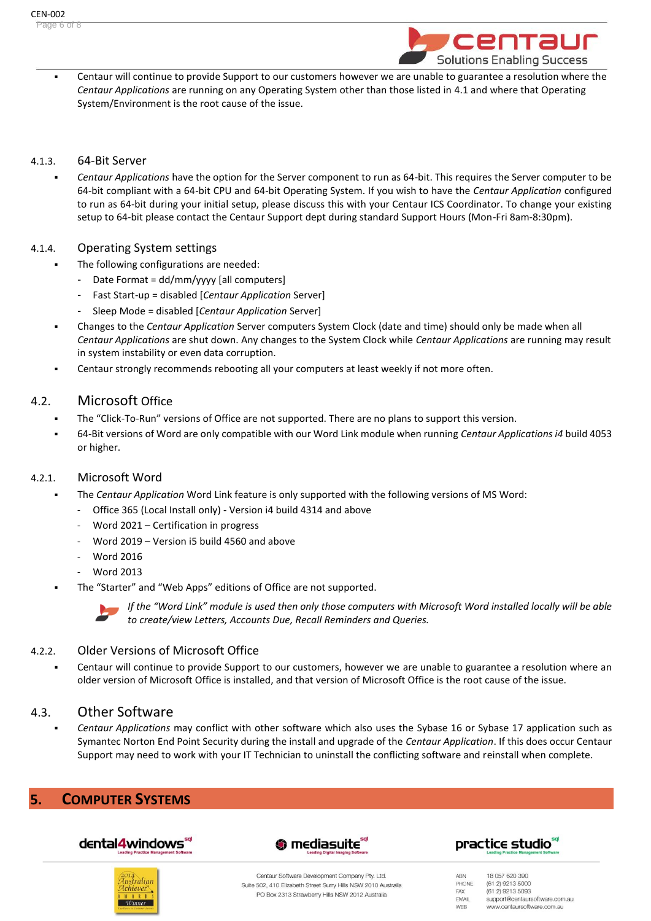- Centaur will continue to provide Support to our customers however we are unable to guarantee a resolution where the *Centaur Applications* are running on any Operating System other than those listed in 4.1 and where that Operating System/Environment is the root cause of the issue.

#### 4.1.3. 64-Bit Server

- *Centaur Applications* have the option for the Server component to run as 64-bit. This requires the Server computer to be 64-bit compliant with a 64-bit CPU and 64-bit Operating System. If you wish to have the *Centaur Application* configured to run as 64-bit during your initial setup, please discuss this with your Centaur ICS Coordinator. To change your existing setup to 64-bit please contact the Centaur Support dept during standard Support Hours (Mon-Fri 8am-8:30pm).

#### 4.1.4. Operating System settings

- The following configurations are needed:
  - Date Format = dd/mm/yyyy [all computers]
  - Fast Start-up = disabled [*Centaur Application* Server]
  - Sleep Mode = disabled [*Centaur Application* Server]
- Changes to the *Centaur Application* Server computers System Clock (date and time) should only be made when all *Centaur Applications* are shut down. Any changes to the System Clock while *Centaur Applications* are running may result in system instability or even data corruption.
- Centaur strongly recommends rebooting all your computers at least weekly if not more often.

### 4.2. Microsoft Office

- The "Click-To-Run" versions of Office are not supported. There are no plans to support this version.
- 64-Bit versions of Word are only compatible with our Word Link module when running *Centaur Applications i4* build 4053 or higher.

#### 4.2.1. Microsoft Word

- The *Centaur Application* Word Link feature is only supported with the following versions of MS Word:
  - Office 365 (Local Install only) - Version i4 build 4314 and above
  - Word 2021 – Certification in progress
  - Word 2019 – Version i5 build 4560 and above
  - Word 2016
  - Word 2013
- The "Starter" and "Web Apps" editions of Office are not supported.

*If the "Word Link" module is used then only those computers with Microsoft Word installed locally will be able to create/view Letters, Accounts Due, Recall Reminders and Queries.*

#### 4.2.2. Older Versions of Microsoft Office

- Centaur will continue to provide Support to our customers, however we are unable to guarantee a resolution where an older version of Microsoft Office is installed, and that version of Microsoft Office is the root cause of the issue.

### 4.3. Other Software

- *Centaur Applications* may conflict with other software which also uses the Sybase 16 or Sybase 17 application such as Symantec Norton End Point Security during the install and upgrade of the *Centaur Application*. If this does occur Centaur Support may need to work with your IT Technician to uninstall the conflicting software and reinstall when complete.

## 5. COMPUTER SYSTEMS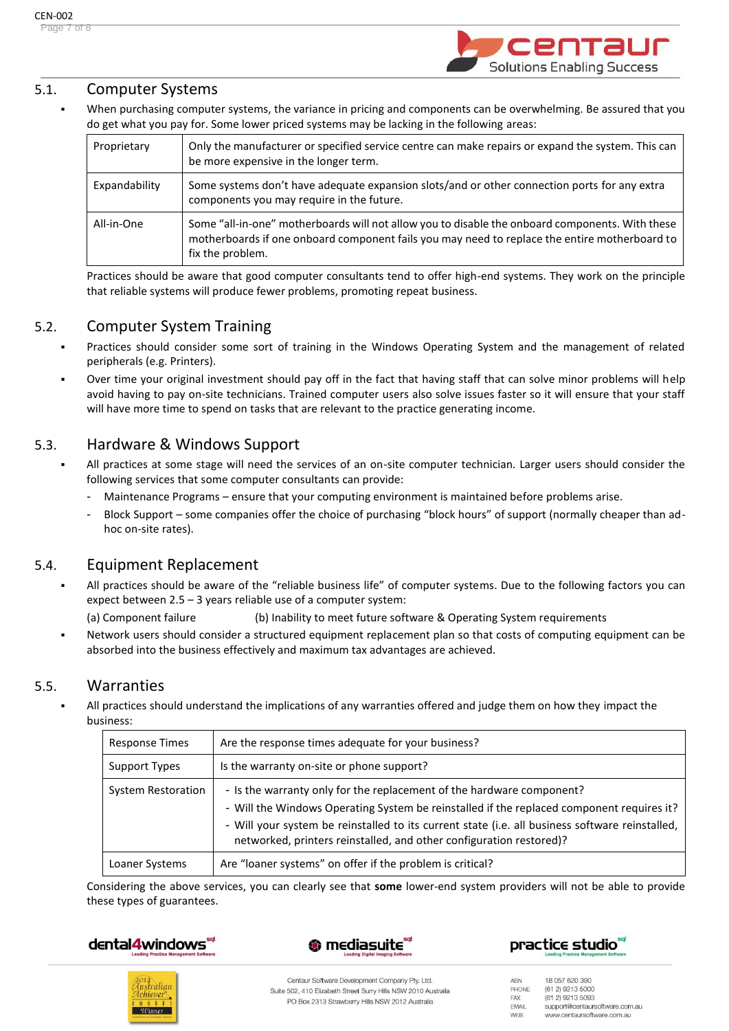## 5.1. Computer Systems

- When purchasing computer systems, the variance in pricing and components can be overwhelming. Be assured that you do get what you pay for. Some lower priced systems may be lacking in the following areas:

| | |
|---|---|
| Proprietary | Only the manufacturer or specified service centre can make repairs or expand the system. This can be more expensive in the longer term. |
| Expandability | Some systems don't have adequate expansion slots/and or other connection ports for any extra components you may require in the future. |
| All-in-One | Some "all-in-one" motherboards will not allow you to disable the onboard components. With these motherboards if one onboard component fails you may need to replace the entire motherboard to fix the problem. |

Practices should be aware that good computer consultants tend to offer high-end systems. They work on the principle that reliable systems will produce fewer problems, promoting repeat business.

## 5.2. Computer System Training

- Practices should consider some sort of training in the Windows Operating System and the management of related peripherals (e.g. Printers).
- Over time your original investment should pay off in the fact that having staff that can solve minor problems will help avoid having to pay on-site technicians. Trained computer users also solve issues faster so it will ensure that your staff will have more time to spend on tasks that are relevant to the practice generating income.

## 5.3. Hardware & Windows Support

- All practices at some stage will need the services of an on-site computer technician. Larger users should consider the following services that some computer consultants can provide:
  - Maintenance Programs – ensure that your computing environment is maintained before problems arise.
  - Block Support – some companies offer the choice of purchasing "block hours" of support (normally cheaper than ad-hoc on-site rates).

## 5.4. Equipment Replacement

- All practices should be aware of the "reliable business life" of computer systems. Due to the following factors you can expect between 2.5 – 3 years reliable use of a computer system:

  (a) Component failure (b) Inability to meet future software & Operating System requirements

- Network users should consider a structured equipment replacement plan so that costs of computing equipment can be absorbed into the business effectively and maximum tax advantages are achieved.

## 5.5. Warranties

- All practices should understand the implications of any warranties offered and judge them on how they impact the business:

| | |
|---|---|
| Response Times | Are the response times adequate for your business? |
| Support Types | Is the warranty on-site or phone support? |
| System Restoration | - Is the warranty only for the replacement of the hardware component?<br>- Will the Windows Operating System be reinstalled if the replaced component requires it?<br>- Will your system be reinstalled to its current state (i.e. all business software reinstalled, networked, printers reinstalled, and other configuration restored)? |
| Loaner Systems | Are "loaner systems" on offer if the problem is critical? |

Considering the above services, you can clearly see that **some** lower-end system providers will not be able to provide these types of guarantees.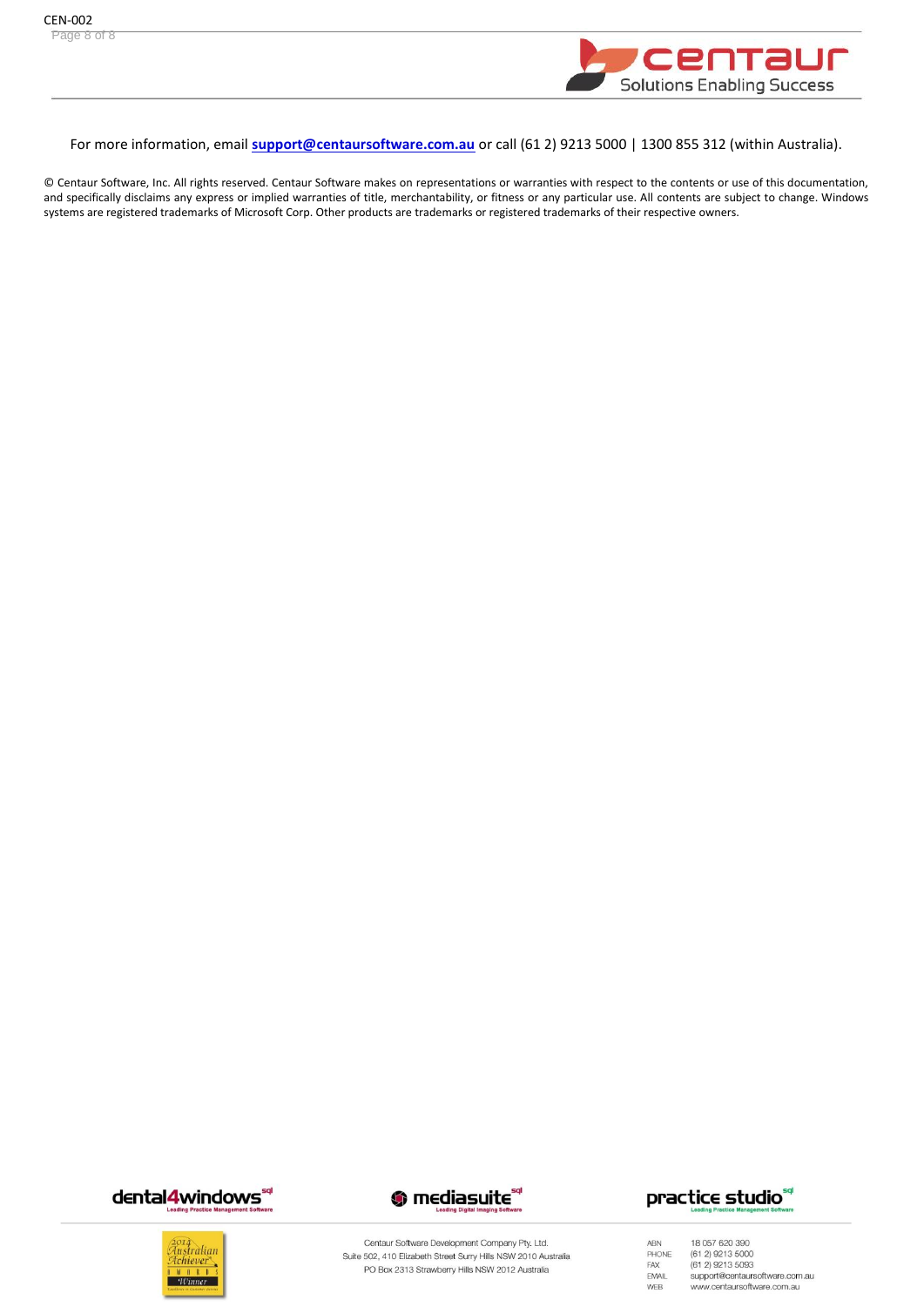For more information, email **support@centaursoftware.com.au** or call (61 2) 9213 5000 | 1300 855 312 (within Australia).

© Centaur Software, Inc. All rights reserved. Centaur Software makes on representations or warranties with respect to the contents or use of this documentation, and specifically disclaims any express or implied warranties of title, merchantability, or fitness or any particular use. All contents are subject to change. Windows systems are registered trademarks of Microsoft Corp. Other products are tademarks or registered trademarks of their respective owners.

Centaur Software Development Company Pty. Ltd.
Suite 502, 410 Elizabeth Street Surry Hills NSW 2010 Australia
PO Box 2313 Strawberry Hills NSW 2012 Australia

| | |
|---|---|
| ABN | 18 057 620 390 |
| PHONE | (61 2) 9213 5000 |
| FAX | (61 2) 9213 5093 |
| EMAIL | support@centaursoftware.com.au |
| WEB | www.centaursoftware.com.au |